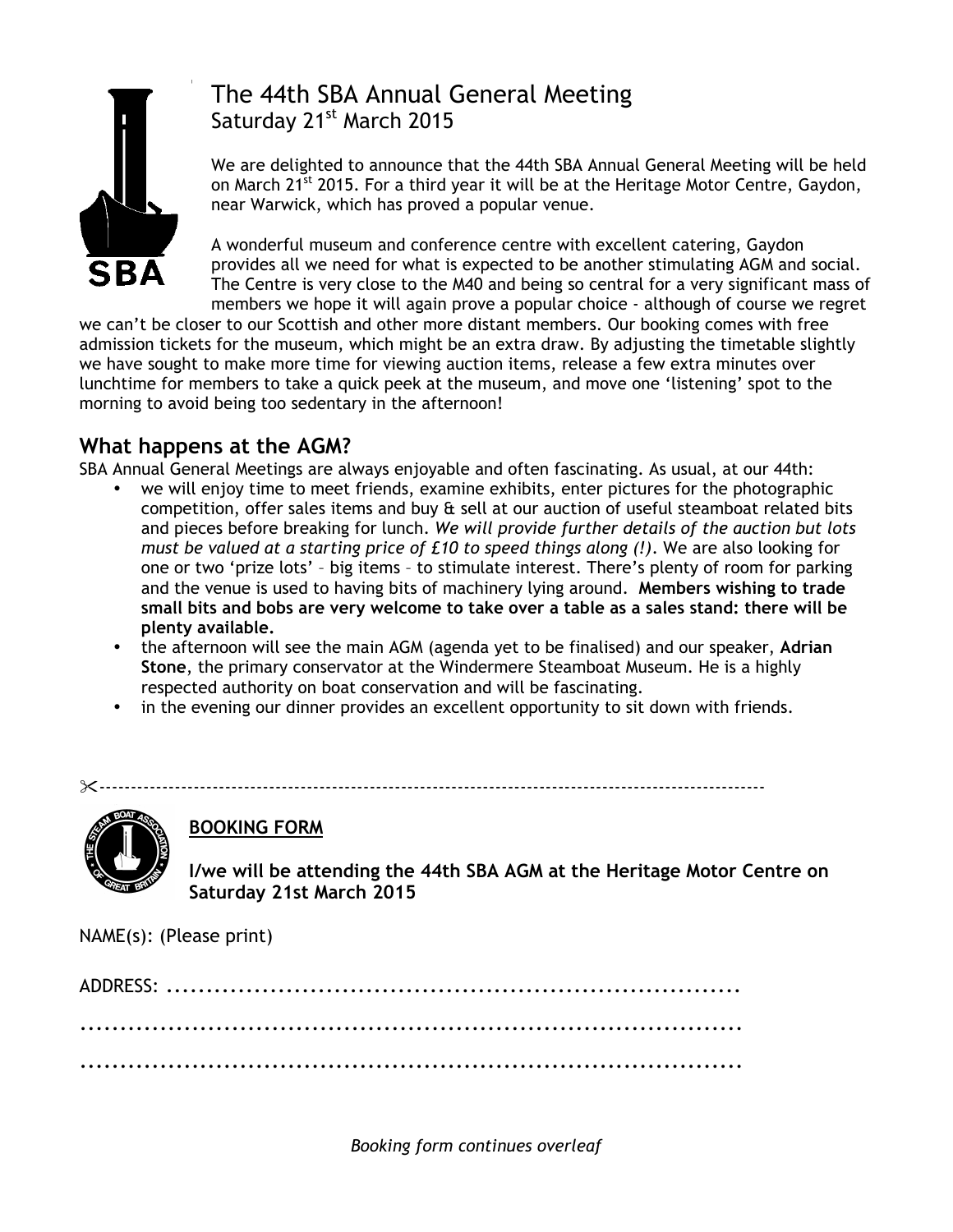# The 44th SBA Annual General Meeting
Saturday 21st March 2015

We are delighted to announce that the 44th SBA Annual General Meeting will be held on March 21st 2015. For a third year it will be at the Heritage Motor Centre, Gaydon, near Warwick, which has proved a popular venue.

A wonderful museum and conference centre with excellent catering, Gaydon provides all we need for what is expected to be another stimulating AGM and social. The Centre is very close to the M40 and being so central for a very significant mass of members we hope it will again prove a popular choice - although of course we regret we can't be closer to our Scottish and other more distant members. Our booking comes with free admission tickets for the museum, which might be an extra draw. By adjusting the timetable slightly we have sought to make more time for viewing auction items, release a few extra minutes over lunchtime for members to take a quick peek at the museum, and move one 'listening' spot to the morning to avoid being too sedentary in the afternoon!

## What happens at the AGM?

SBA Annual General Meetings are always enjoyable and often fascinating. As usual, at our 44th:

- we will enjoy time to meet friends, examine exhibits, enter pictures for the photographic competition, offer sales items and buy & sell at our auction of useful steamboat related bits and pieces before breaking for lunch. *We will provide further details of the auction but lots must be valued at a starting price of £10 to speed things along (!)*. We are also looking for one or two 'prize lots' – big items – to stimulate interest. There's plenty of room for parking and the venue is used to having bits of machinery lying around. **Members wishing to trade small bits and bobs are very welcome to take over a table as a sales stand: there will be plenty available.**
- the afternoon will see the main AGM (agenda yet to be finalised) and our speaker, **Adrian Stone**, the primary conservator at the Windermere Steamboat Museum. He is a highly respected authority on boat conservation and will be fascinating.
- in the evening our dinner provides an excellent opportunity to sit down with friends.

✂-------------------------------------------------------------------------------------------------------

**BOOKING FORM**

**I/we will be attending the 44th SBA AGM at the Heritage Motor Centre on Saturday 21st March 2015**

NAME(s): (Please print)

ADDRESS: ........................................................................

...............................................................................

...............................................................................

*Booking form continues overleaf*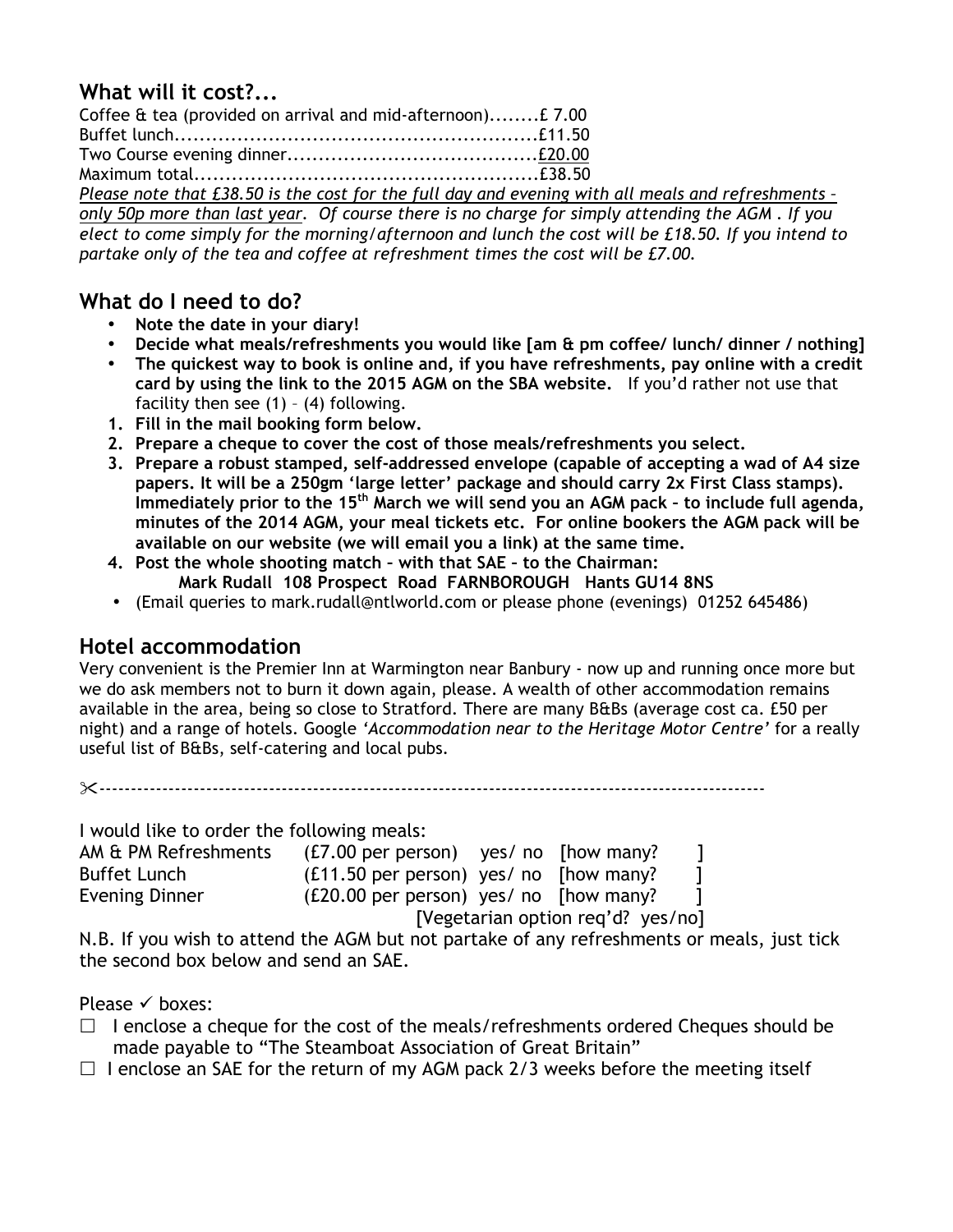## What will it cost?...

Coffee & tea (provided on arrival and mid-afternoon)........£ 7.00
Buffet lunch..........................................................£11.50
Two Course evening dinner.........................................£20.00
Maximum total........................................................£38.50

*Please note that £38.50 is the cost for the full day and evening with all meals and refreshments – only 50p more than last year. Of course there is no charge for simply attending the AGM . If you elect to come simply for the morning/afternoon and lunch the cost will be £18.50. If you intend to partake only of the tea and coffee at refreshment times the cost will be £7.00.*

## What do I need to do?

- **Note the date in your diary!**
- **Decide what meals/refreshments you would like [am & pm coffee/ lunch/ dinner / nothing]**
- **The quickest way to book is online and, if you have refreshments, pay online with a credit card by using the link to the 2015 AGM on the SBA website.** If you'd rather not use that facility then see (1) – (4) following.

1. **Fill in the mail booking form below.**
2. **Prepare a cheque to cover the cost of those meals/refreshments you select.**
3. **Prepare a robust stamped, self-addressed envelope (capable of accepting a wad of A4 size papers. It will be a 250gm 'large letter' package and should carry 2x First Class stamps). Immediately prior to the 15th March we will send you an AGM pack – to include full agenda, minutes of the 2014 AGM, your meal tickets etc. For online bookers the AGM pack will be available on our website (we will email you a link) at the same time.**
4. **Post the whole shooting match – with that SAE – to the Chairman:**
   **Mark Rudall 108 Prospect Road FARNBOROUGH Hants GU14 8NS**

- (Email queries to mark.rudall@ntlworld.com or please phone (evenings) 01252 645486)

## Hotel accommodation

Very convenient is the Premier Inn at Warmington near Banbury - now up and running once more but we do ask members not to burn it down again, please. A wealth of other accommodation remains available in the area, being so close to Stratford. There are many B&Bs (average cost ca. £50 per night) and a range of hotels. Google *'Accommodation near to the Heritage Motor Centre'* for a really useful list of B&Bs, self-catering and local pubs.

✂-----------------------------------------------------------------------------------------------------

I would like to order the following meals:

| | | | |
|---|---|---|---|
| AM & PM Refreshments | (£7.00 per person) | yes/ no | [how many? ] |
| Buffet Lunch | (£11.50 per person) | yes/ no | [how many? ] |
| Evening Dinner | (£20.00 per person) | yes/ no | [how many? ] |
| | | [Vegetarian option req'd? yes/no] | |

N.B. If you wish to attend the AGM but not partake of any refreshments or meals, just tick the second box below and send an SAE.

Please ✓ boxes:

☐ I enclose a cheque for the cost of the meals/refreshments ordered Cheques should be made payable to "The Steamboat Association of Great Britain"

☐ I enclose an SAE for the return of my AGM pack 2/3 weeks before the meeting itself